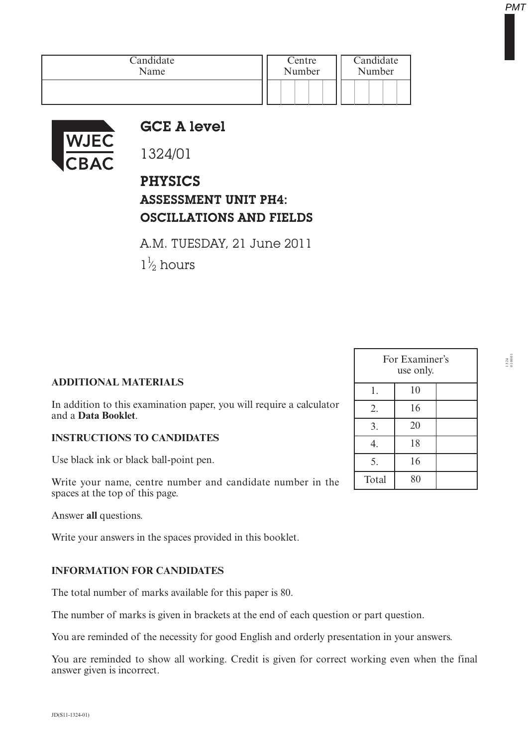| Candidate Name | Centre Number | Candidate Number |
|---|---|---|
| | | |

# GCE A level

1324/01

## PHYSICS
## ASSESSMENT UNIT PH4:
## OSCILLATIONS AND FIELDS

A.M. TUESDAY, 21 June 2011

1½ hours

| For Examiner's use only. | | |
|---|---|---|
| 1. | 10 | |
| 2. | 16 | |
| 3. | 20 | |
| 4. | 18 | |
| 5. | 16 | |
| Total | 80 | |

**ADDITIONAL MATERIALS**

In addition to this examination paper, you will require a calculator and a **Data Booklet**.

**INSTRUCTIONS TO CANDIDATES**

Use black ink or black ball-point pen.

Write your name, centre number and candidate number in the spaces at the top of this page.

Answer **all** questions.

Write your answers in the spaces provided in this booklet.

**INFORMATION FOR CANDIDATES**

The total number of marks available for this paper is 80.

The number of marks is given in brackets at the end of each question or part question.

You are reminded of the necessity for good English and orderly presentation in your answers.

You are reminded to show all working. Credit is given for correct working even when the final answer given is incorrect.

JD(S11-1324-01)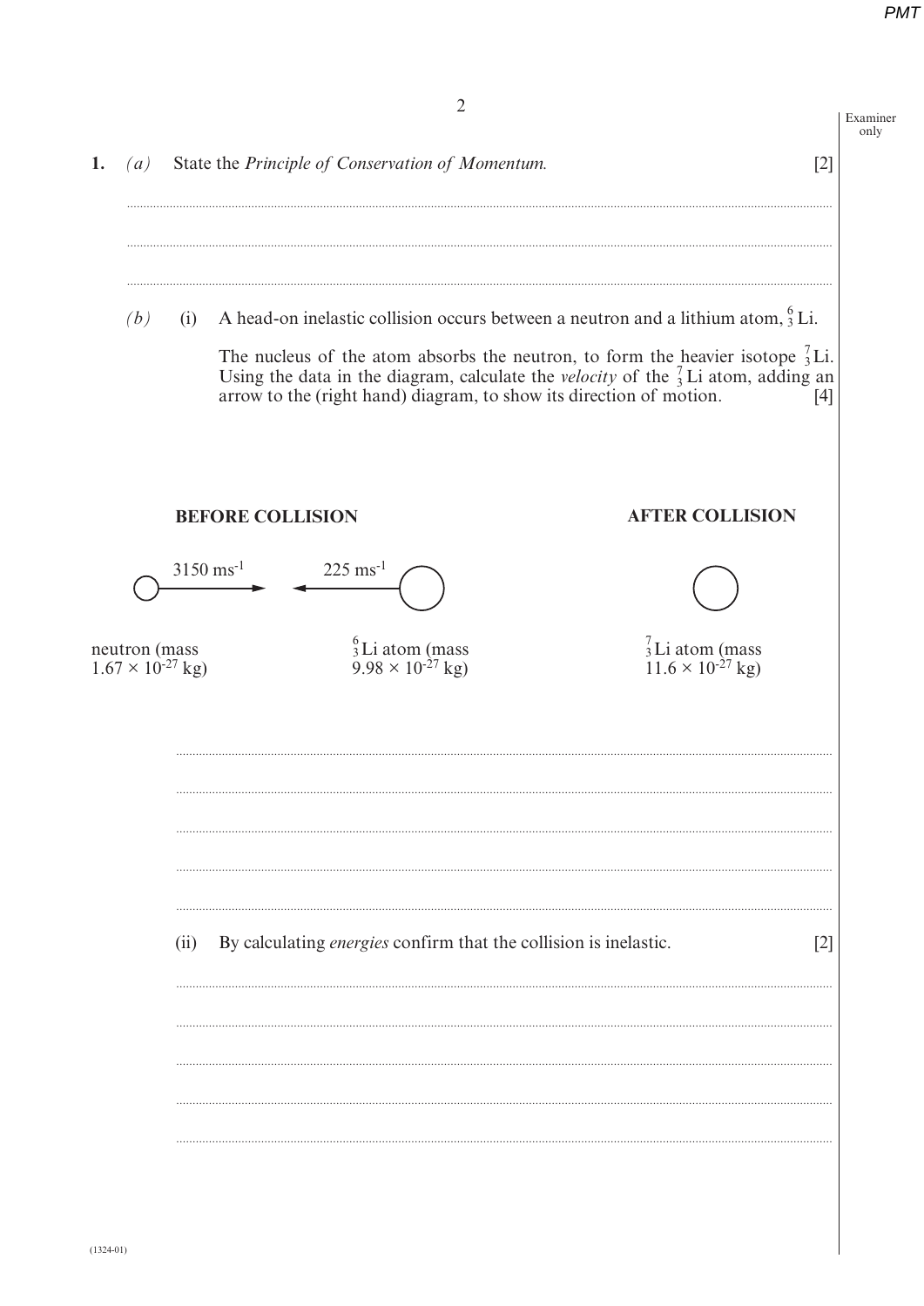1. *(a)* State the *Principle of Conservation of Momentum.* [2]

*(b)* (i) A head-on inelastic collision occurs between a neutron and a lithium atom, ${}^{6}_{3}\text{Li}$.

The nucleus of the atom absorbs the neutron, to form the heavier isotope ${}^{7}_{3}\text{Li}$. Using the data in the diagram, calculate the *velocity* of the ${}^{7}_{3}\text{Li}$ atom, adding an arrow to the (right hand) diagram, to show its direction of motion. [4]

**BEFORE COLLISION**

neutron (mass $1.67 \times 10^{-27}$ kg) moving right at $3150\ \text{ms}^{-1}$

${}^{6}_{3}\text{Li}$ atom (mass $9.98 \times 10^{-27}$ kg) moving left at $225\ \text{ms}^{-1}$

**AFTER COLLISION**

${}^{7}_{3}\text{Li}$ atom (mass $11.6 \times 10^{-27}$ kg)

(ii) By calculating *energies* confirm that the collision is inelastic. [2]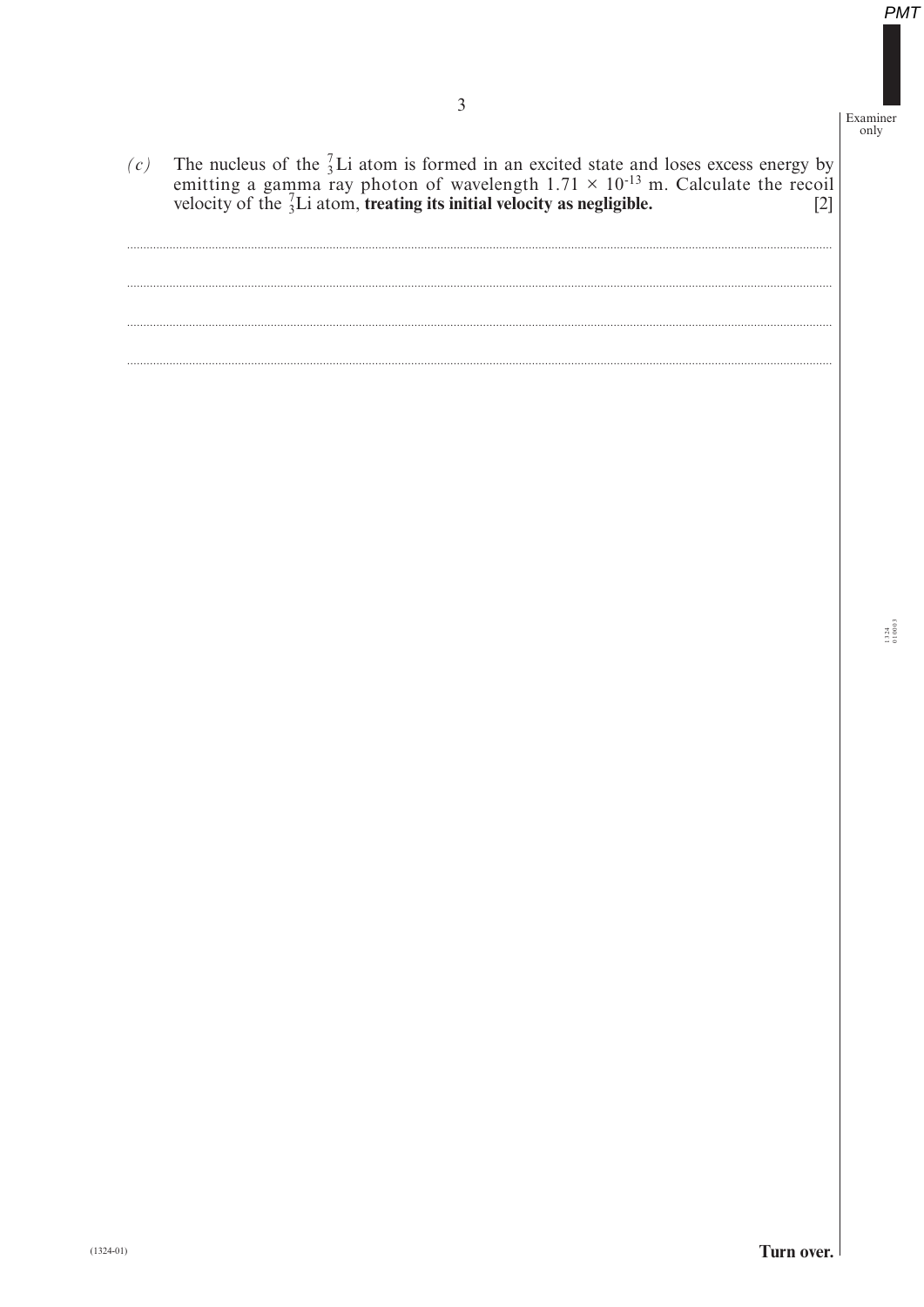*(c)* The nucleus of the $^{7}_{3}$Li atom is formed in an excited state and loses excess energy by emitting a gamma ray photon of wavelength $1.71 \times 10^{-13}$ m. Calculate the recoil velocity of the $^{7}_{3}$Li atom, **treating its initial velocity as negligible.** [2]

.............................................................................................................................................................................................

.............................................................................................................................................................................................

.............................................................................................................................................................................................

.............................................................................................................................................................................................

**Turn over.**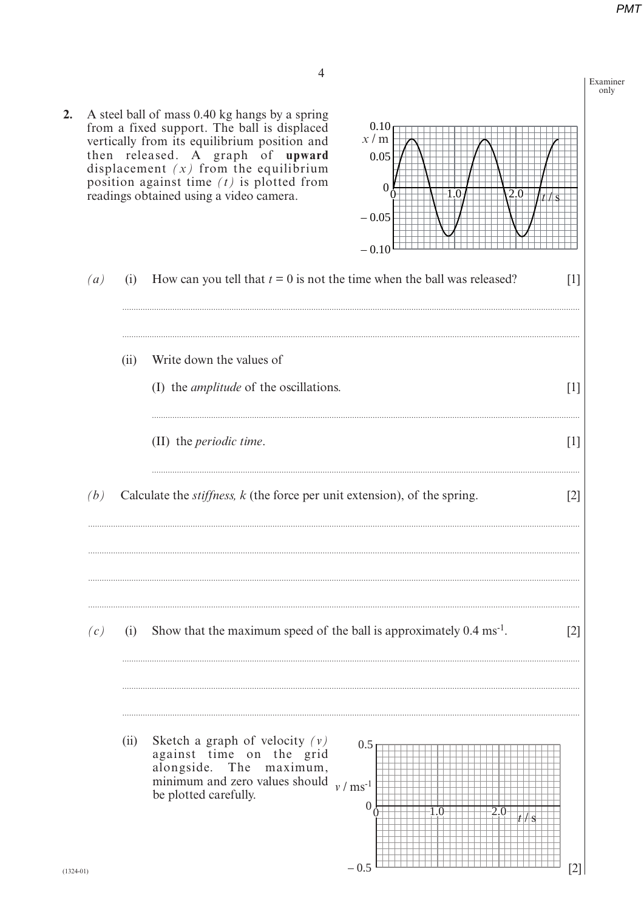**2.** A steel ball of mass 0.40 kg hangs by a spring from a fixed support. The ball is displaced vertically from its equilibrium position and then released. A graph of **upward** displacement *(x)* from the equilibrium position against time *(t)* is plotted from readings obtained using a video camera.

*(a)* (i) How can you tell that $t = 0$ is not the time when the ball was released? [1]

..........................................................................................................................................

..........................................................................................................................................

(ii) Write down the values of

(I) the *amplitude* of the oscillations. [1]

..........................................................................................................................................

(II) the *periodic time*. [1]

..........................................................................................................................................

*(b)* Calculate the *stiffness, k* (the force per unit extension), of the spring. [2]

..........................................................................................................................................

..........................................................................................................................................

..........................................................................................................................................

..........................................................................................................................................

*(c)* (i) Show that the maximum speed of the ball is approximately $0.4 \text{ ms}^{-1}$. [2]

..........................................................................................................................................

..........................................................................................................................................

..........................................................................................................................................

(ii) Sketch a graph of velocity *(v)* against time on the grid alongside. The maximum, minimum and zero values should be plotted carefully. [2]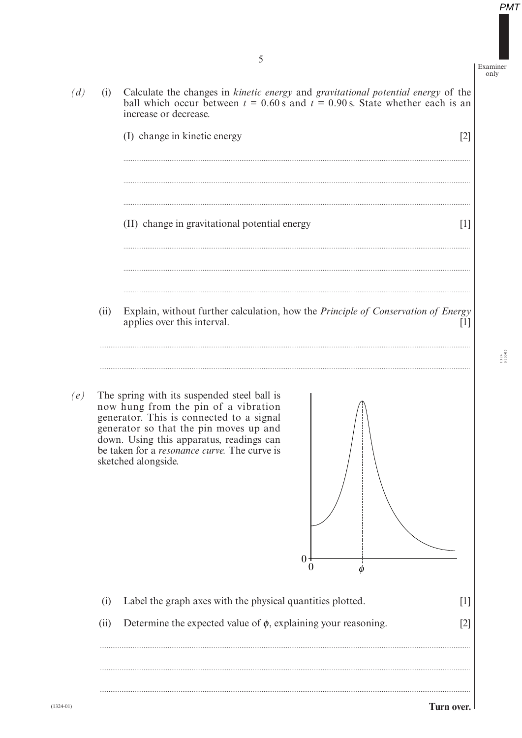*(d)* (i) Calculate the changes in *kinetic energy* and *gravitational potential energy* of the ball which occur between $t = 0.60$ s and $t = 0.90$ s. State whether each is an increase or decrease.

(I) change in kinetic energy [2]

..............................................................................................................................................

..............................................................................................................................................

..............................................................................................................................................

(II) change in gravitational potential energy [1]

..............................................................................................................................................

..............................................................................................................................................

..............................................................................................................................................

(ii) Explain, without further calculation, how the *Principle of Conservation of Energy* applies over this interval. [1]

..............................................................................................................................................

..............................................................................................................................................

*(e)* The spring with its suspended steel ball is now hung from the pin of a vibration generator. This is connected to a signal generator so that the pin moves up and down. Using this apparatus, readings can be taken for a *resonance curve*. The curve is sketched alongside.

(i) Label the graph axes with the physical quantities plotted. [1]

(ii) Determine the expected value of $\phi$, explaining your reasoning. [2]

..............................................................................................................................................

..............................................................................................................................................

..............................................................................................................................................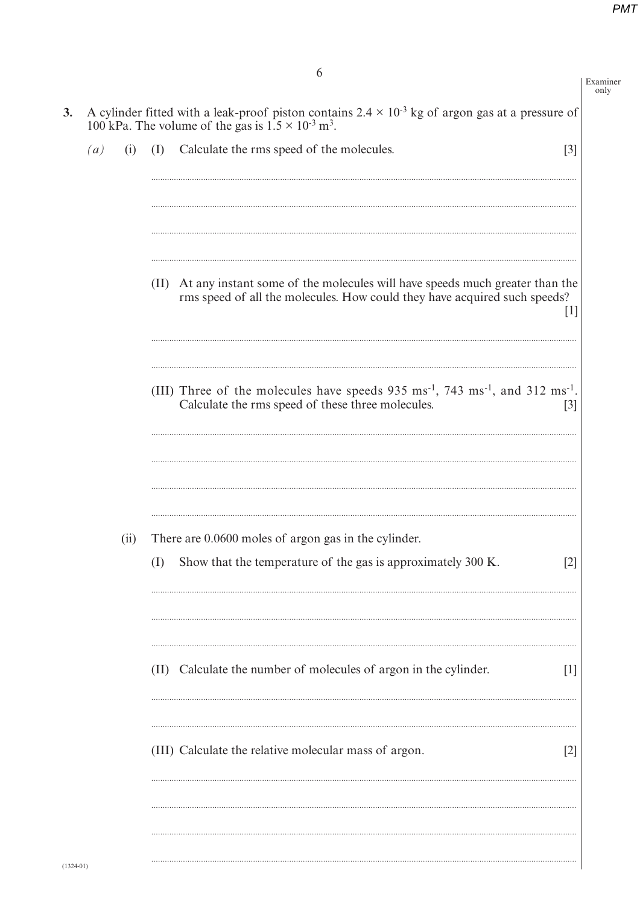**3.** A cylinder fitted with a leak-proof piston contains $2.4 \times 10^{-3}$ kg of argon gas at a pressure of 100 kPa. The volume of the gas is $1.5 \times 10^{-3}$ m$^3$.

*(a)* (i) (I) Calculate the rms speed of the molecules. [3]

(II) At any instant some of the molecules will have speeds much greater than the rms speed of all the molecules. How could they have acquired such speeds? [1]

(III) Three of the molecules have speeds 935 ms$^{-1}$, 743 ms$^{-1}$, and 312 ms$^{-1}$. Calculate the rms speed of these three molecules. [3]

(ii) There are 0.0600 moles of argon gas in the cylinder.

(I) Show that the temperature of the gas is approximately 300 K. [2]

(II) Calculate the number of molecules of argon in the cylinder. [1]

(III) Calculate the relative molecular mass of argon. [2]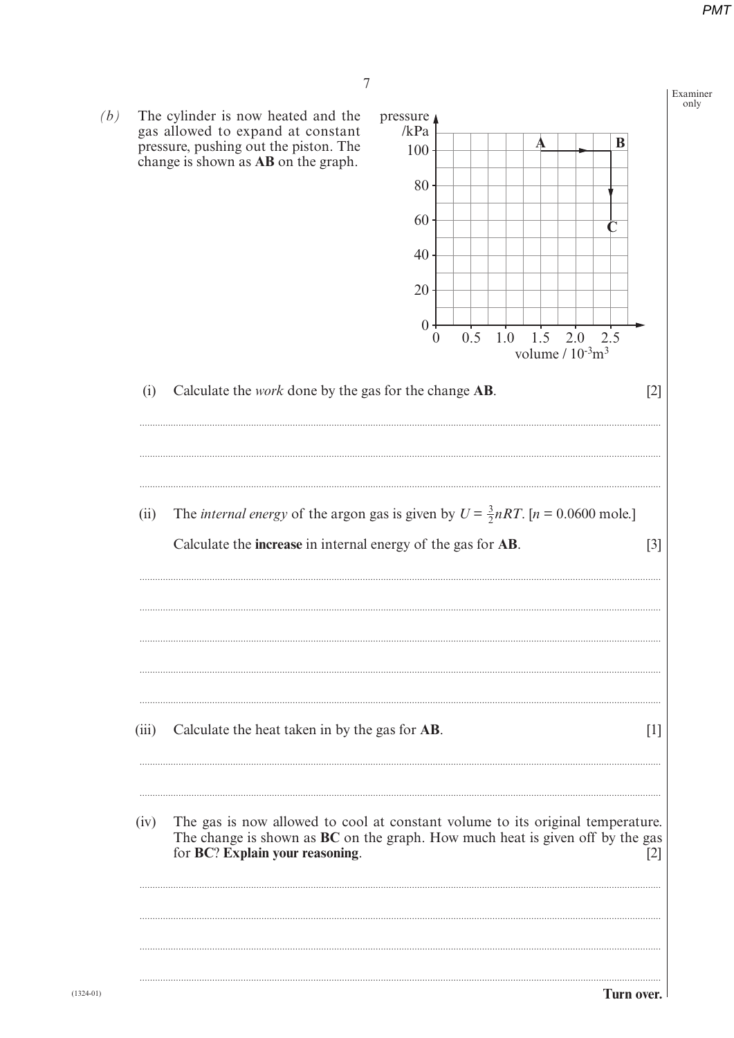*(b)* The cylinder is now heated and the gas allowed to expand at constant pressure, pushing out the piston. The change is shown as **AB** on the graph.

(i) Calculate the *work* done by the gas for the change **AB**. [2]

(ii) The *internal energy* of the argon gas is given by $U = \frac{3}{2}nRT$. [$n$ = 0.0600 mole.]

Calculate the **increase** in internal energy of the gas for **AB**. [3]

(iii) Calculate the heat taken in by the gas for **AB**. [1]

(iv) The gas is now allowed to cool at constant volume to its original temperature. The change is shown as **BC** on the graph. How much heat is given off by the gas for **BC**? **Explain your reasoning**. [2]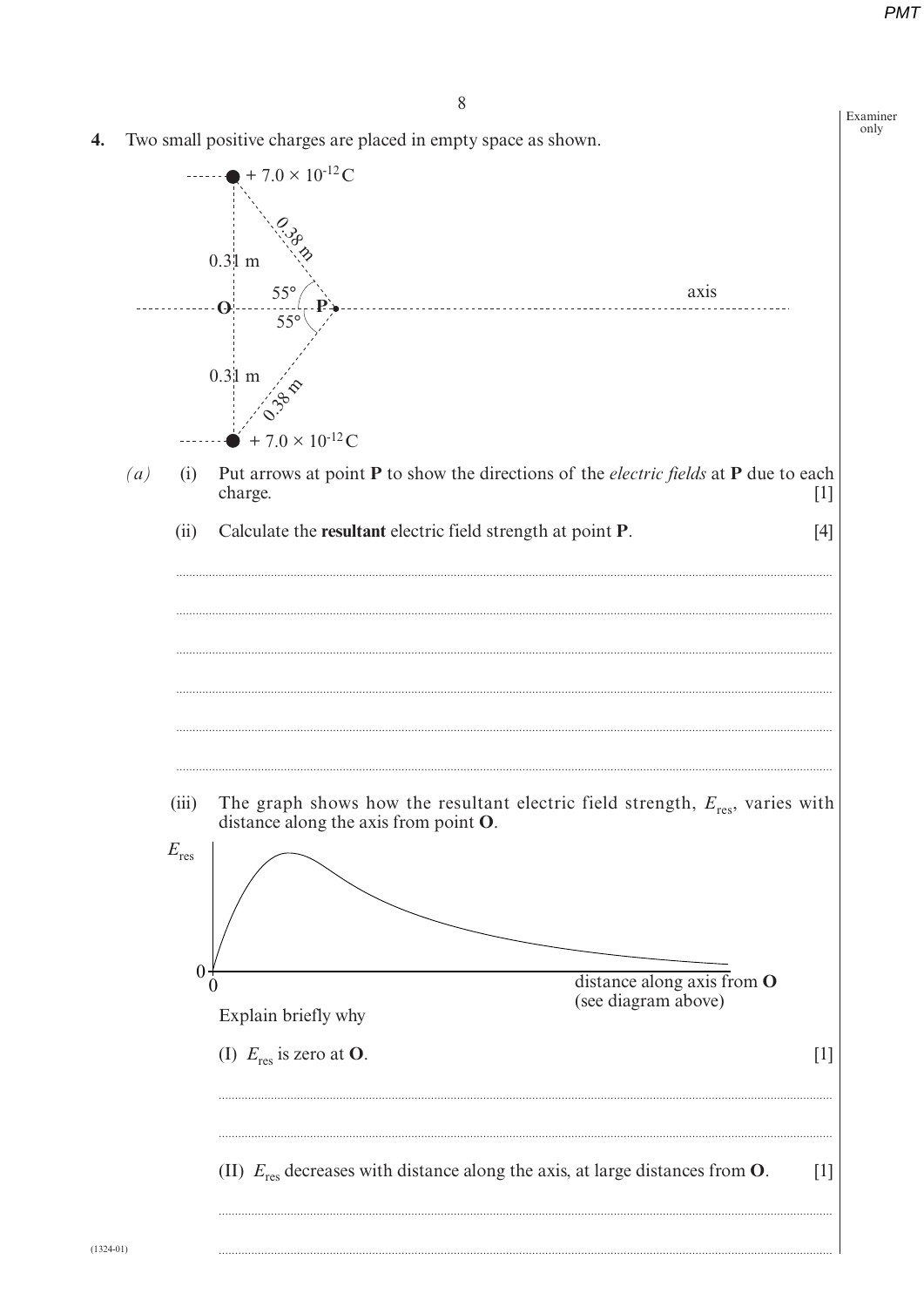**4.** Two small positive charges are placed in empty space as shown.

*(a)* (i) Put arrows at point **P** to show the directions of the *electric fields* at **P** due to each charge. [1]

(ii) Calculate the **resultant** electric field strength at point **P**. [4]

..............................................................................................................................................................

..............................................................................................................................................................

..............................................................................................................................................................

..............................................................................................................................................................

..............................................................................................................................................................

..............................................................................................................................................................

(iii) The graph shows how the resultant electric field strength, $E_{res}$, varies with distance along the axis from point **O**.

Explain briefly why

(I) $E_{res}$ is zero at **O**. [1]

..............................................................................................................................................................

..............................................................................................................................................................

(II) $E_{res}$ decreases with distance along the axis, at large distances from **O**. [1]

..............................................................................................................................................................

..............................................................................................................................................................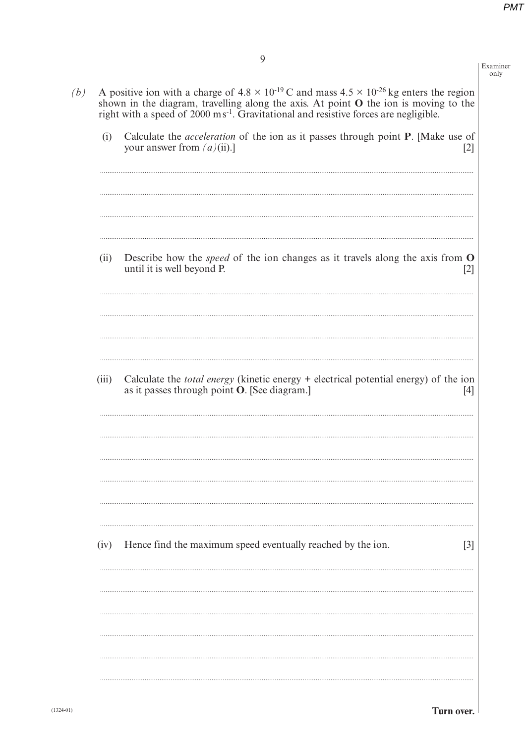*(b)* A positive ion with a charge of $4.8 \times 10^{-19}$ C and mass $4.5 \times 10^{-26}$ kg enters the region shown in the diagram, travelling along the axis. At point **O** the ion is moving to the right with a speed of 2000 m s$^{-1}$. Gravitational and resistive forces are negligible.

(i) Calculate the *acceleration* of the ion as it passes through point **P**. [Make use of your answer from *(a)*(ii).] [2]

(ii) Describe how the *speed* of the ion changes as it travels along the axis from **O** until it is well beyond P. [2]

(iii) Calculate the *total energy* (kinetic energy + electrical potential energy) of the ion as it passes through point **O**. [See diagram.] [4]

(iv) Hence find the maximum speed eventually reached by the ion. [3]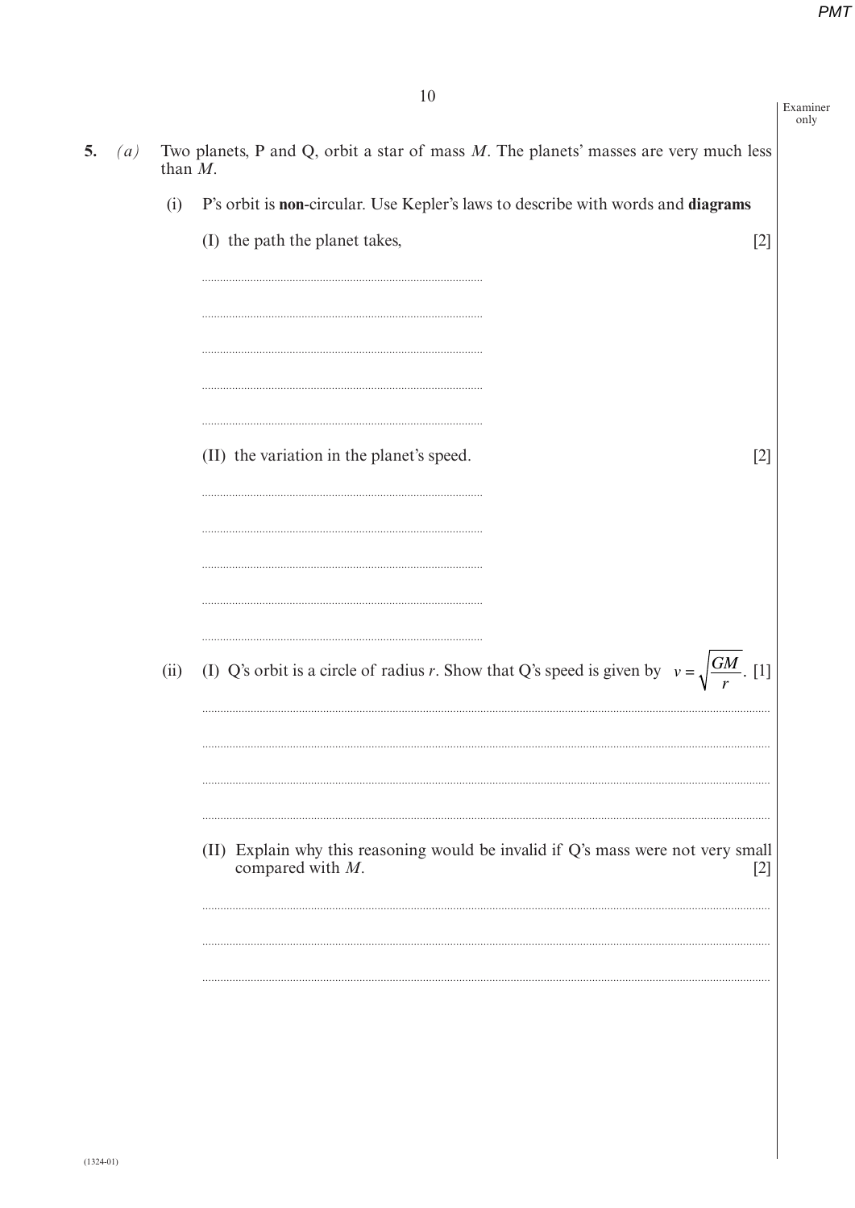5\. *(a)* Two planets, P and Q, orbit a star of mass $M$. The planets' masses are very much less than $M$.

(i) P's orbit is **non**-circular. Use Kepler's laws to describe with words and **diagrams**

(I) the path the planet takes, [2]

(II) the variation in the planet's speed. [2]

(ii) (I) Q's orbit is a circle of radius $r$. Show that Q's speed is given by $v = \sqrt{\frac{GM}{r}}$. [1]

(II) Explain why this reasoning would be invalid if Q's mass were not very small compared with $M$. [2]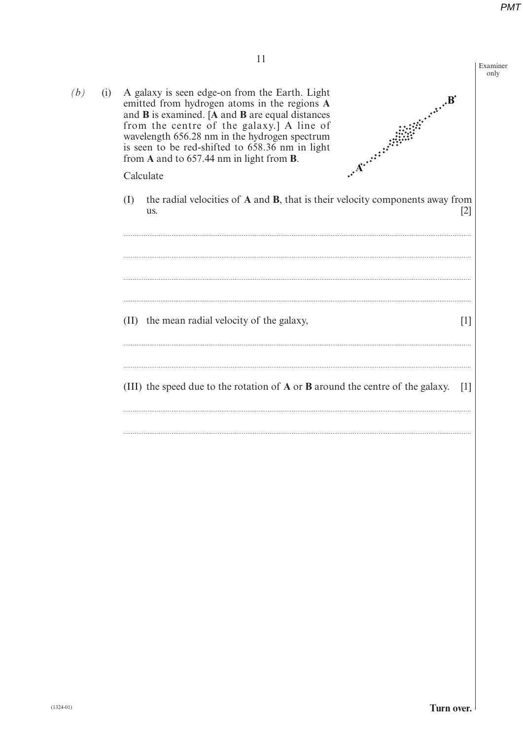*(b)* (i) A galaxy is seen edge-on from the Earth. Light emitted from hydrogen atoms in the regions **A** and **B** is examined. [**A** and **B** are equal distances from the centre of the galaxy.] A line of wavelength 656.28 nm in the hydrogen spectrum is seen to be red-shifted to 658.36 nm in light from **A** and to 657.44 nm in light from **B**.

Calculate

(I) the radial velocities of **A** and **B**, that is their velocity components away from us. [2]

..........................................................................................................................................

..........................................................................................................................................

..........................................................................................................................................

..........................................................................................................................................

(II) the mean radial velocity of the galaxy, [1]

..........................................................................................................................................

..........................................................................................................................................

(III) the speed due to the rotation of **A** or **B** around the centre of the galaxy. [1]

..........................................................................................................................................

..........................................................................................................................................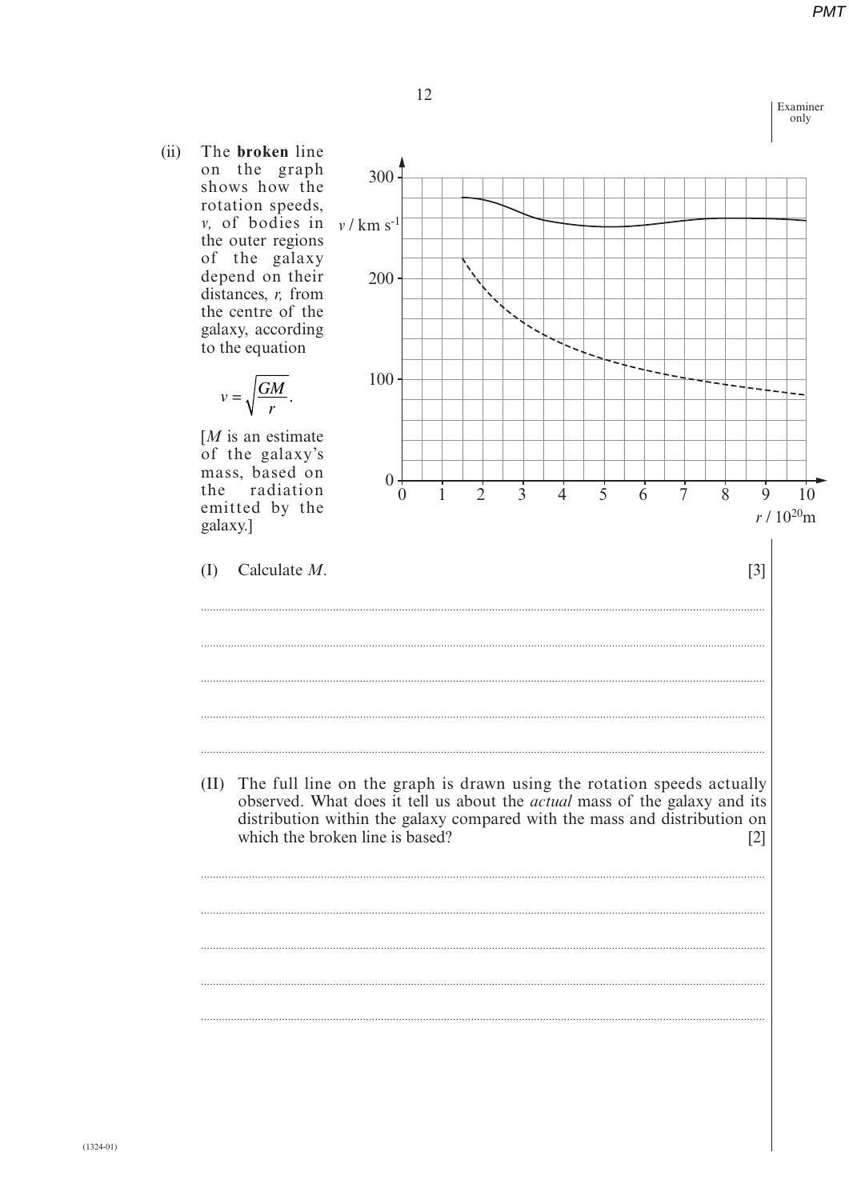(ii) The **broken** line on the graph shows how the rotation speeds, $v$, of bodies in the outer regions of the galaxy depend on their distances, $r$, from the centre of the galaxy, according to the equation

$$v = \sqrt{\frac{GM}{r}}.$$

[$M$ is an estimate of the galaxy's mass, based on the radiation emitted by the galaxy.]

$v$ / km s$^{-1}$

300

200

100

0

0 1 2 3 4 5 6 7 8 9 10

$r$ / $10^{20}$m

(I) Calculate $M$. [3]

..............................................................................................................................................

..............................................................................................................................................

..............................................................................................................................................

..............................................................................................................................................

..............................................................................................................................................

(II) The full line on the graph is drawn using the rotation speeds actually observed. What does it tell us about the *actual* mass of the galaxy and its distribution within the galaxy compared with the mass and distribution on which the broken line is based? [2]

..............................................................................................................................................

..............................................................................................................................................

..............................................................................................................................................

..............................................................................................................................................

..............................................................................................................................................

(1324-01)